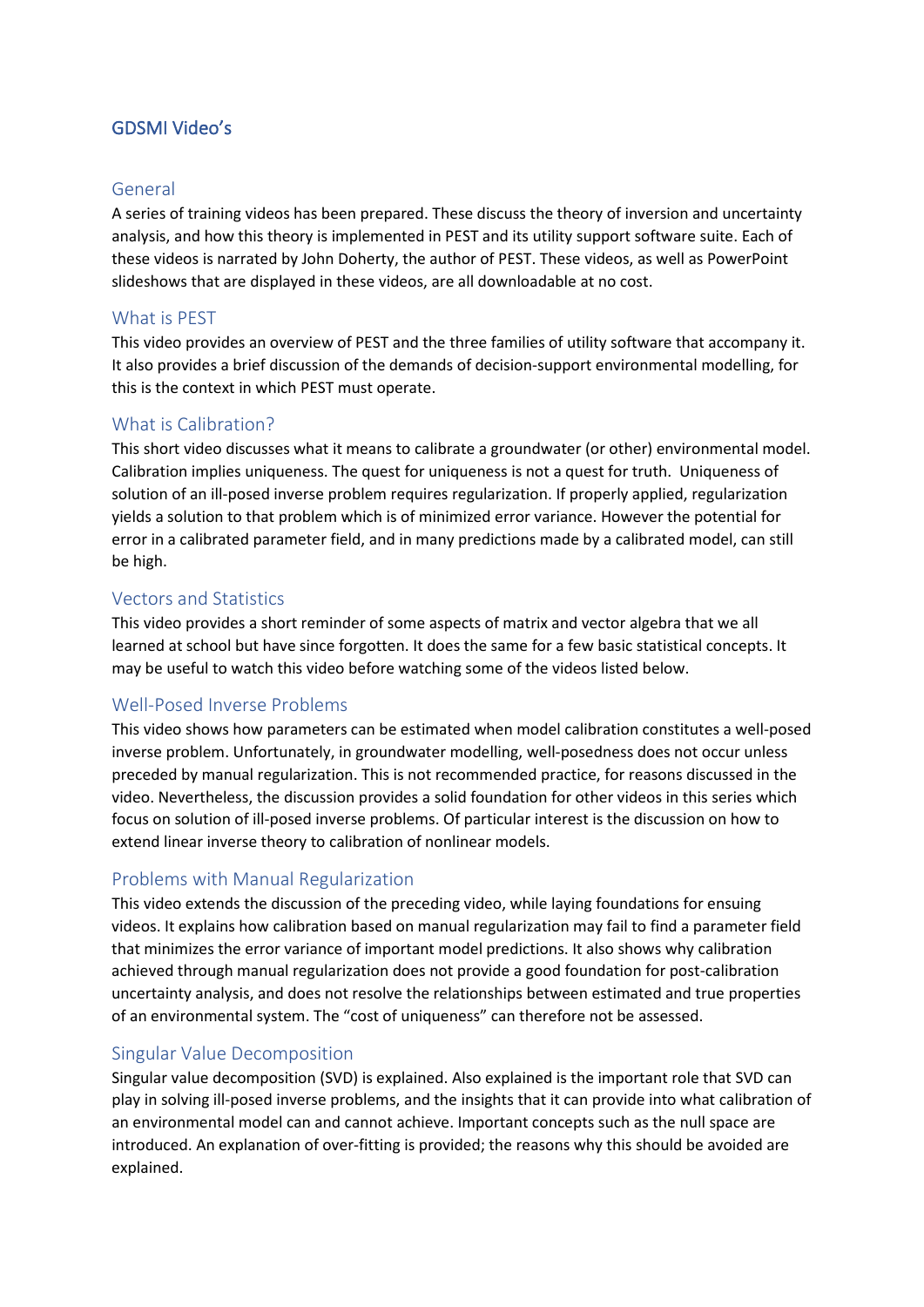# GDSMI Video's

## General

A series of training videos has been prepared. These discuss the theory of inversion and uncertainty analysis, and how this theory is implemented in PEST and its utility support software suite. Each of these videos is narrated by John Doherty, the author of PEST. These videos, as well as PowerPoint slideshows that are displayed in these videos, are all downloadable at no cost.

## What is PEST

This video provides an overview of PEST and the three families of utility software that accompany it. It also provides a brief discussion of the demands of decision-support environmental modelling, for this is the context in which PEST must operate.

## What is Calibration?

This short video discusses what it means to calibrate a groundwater (or other) environmental model. Calibration implies uniqueness. The quest for uniqueness is not a quest for truth. Uniqueness of solution of an ill-posed inverse problem requires regularization. If properly applied, regularization yields a solution to that problem which is of minimized error variance. However the potential for error in a calibrated parameter field, and in many predictions made by a calibrated model, can still be high.

## Vectors and Statistics

This video provides a short reminder of some aspects of matrix and vector algebra that we all learned at school but have since forgotten. It does the same for a few basic statistical concepts. It may be useful to watch this video before watching some of the videos listed below.

## Well-Posed Inverse Problems

This video shows how parameters can be estimated when model calibration constitutes a well-posed inverse problem. Unfortunately, in groundwater modelling, well-posedness does not occur unless preceded by manual regularization. This is not recommended practice, for reasons discussed in the video. Nevertheless, the discussion provides a solid foundation for other videos in this series which focus on solution of ill-posed inverse problems. Of particular interest is the discussion on how to extend linear inverse theory to calibration of nonlinear models.

## Problems with Manual Regularization

This video extends the discussion of the preceding video, while laying foundations for ensuing videos. It explains how calibration based on manual regularization may fail to find a parameter field that minimizes the error variance of important model predictions. It also shows why calibration achieved through manual regularization does not provide a good foundation for post-calibration uncertainty analysis, and does not resolve the relationships between estimated and true properties of an environmental system. The "cost of uniqueness" can therefore not be assessed.

## Singular Value Decomposition

Singular value decomposition (SVD) is explained. Also explained is the important role that SVD can play in solving ill-posed inverse problems, and the insights that it can provide into what calibration of an environmental model can and cannot achieve. Important concepts such as the null space are introduced. An explanation of over-fitting is provided; the reasons why this should be avoided are explained.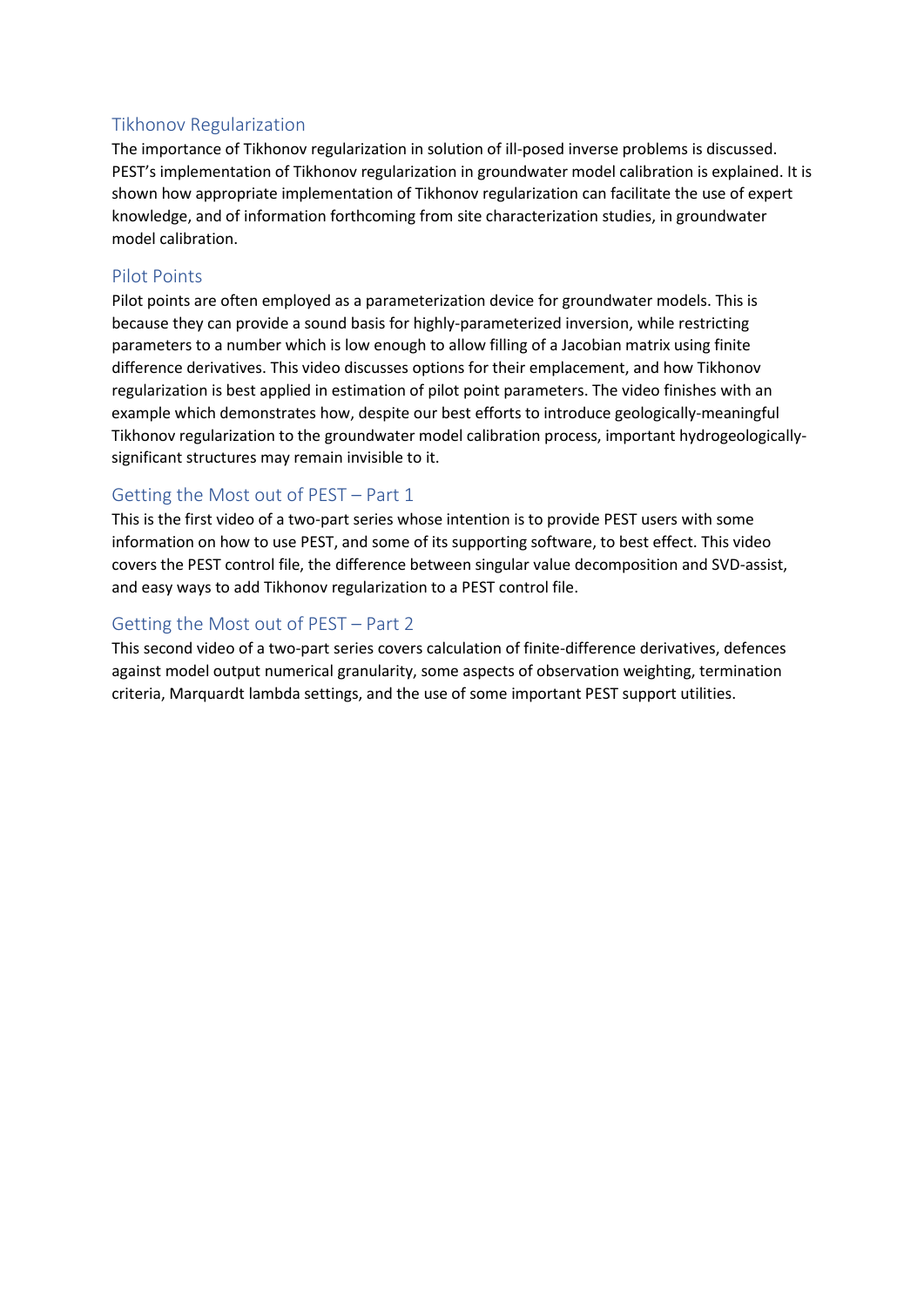## Tikhonov Regularization

The importance of Tikhonov regularization in solution of ill-posed inverse problems is discussed. PEST's implementation of Tikhonov regularization in groundwater model calibration is explained. It is shown how appropriate implementation of Tikhonov regularization can facilitate the use of expert knowledge, and of information forthcoming from site characterization studies, in groundwater model calibration.

## Pilot Points

Pilot points are often employed as a parameterization device for groundwater models. This is because they can provide a sound basis for highly-parameterized inversion, while restricting parameters to a number which is low enough to allow filling of a Jacobian matrix using finite difference derivatives. This video discusses options for their emplacement, and how Tikhonov regularization is best applied in estimation of pilot point parameters. The video finishes with an example which demonstrates how, despite our best efforts to introduce geologically-meaningful Tikhonov regularization to the groundwater model calibration process, important hydrogeologically-significant structures may remain invisible to it.

## Getting the Most out of PEST – Part 1

This is the first video of a two-part series whose intention is to provide PEST users with some information on how to use PEST, and some of its supporting software, to best effect. This video covers the PEST control file, the difference between singular value decomposition and SVD-assist, and easy ways to add Tikhonov regularization to a PEST control file.

## Getting the Most out of PEST – Part 2

This second video of a two-part series covers calculation of finite-difference derivatives, defences against model output numerical granularity, some aspects of observation weighting, termination criteria, Marquardt lambda settings, and the use of some important PEST support utilities.